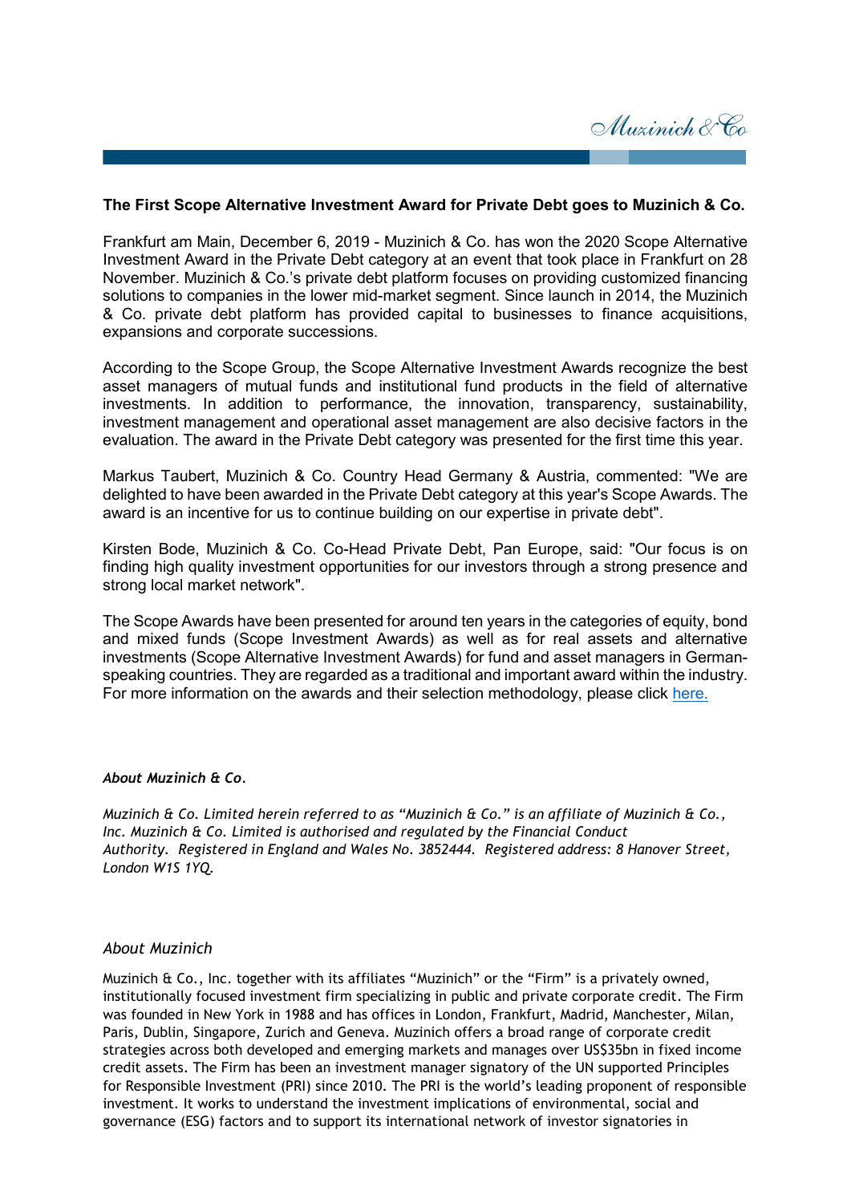**The First Scope Alternative Investment Award for Private Debt goes to Muzinich & Co.**

Frankfurt am Main, December 6, 2019 - Muzinich & Co. has won the 2020 Scope Alternative Investment Award in the Private Debt category at an event that took place in Frankfurt on 28 November. Muzinich & Co.'s private debt platform focuses on providing customized financing solutions to companies in the lower mid-market segment. Since launch in 2014, the Muzinich & Co. private debt platform has provided capital to businesses to finance acquisitions, expansions and corporate successions.

According to the Scope Group, the Scope Alternative Investment Awards recognize the best asset managers of mutual funds and institutional fund products in the field of alternative investments. In addition to performance, the innovation, transparency, sustainability, investment management and operational asset management are also decisive factors in the evaluation. The award in the Private Debt category was presented for the first time this year.

Markus Taubert, Muzinich & Co. Country Head Germany & Austria, commented: "We are delighted to have been awarded in the Private Debt category at this year's Scope Awards. The award is an incentive for us to continue building on our expertise in private debt".

Kirsten Bode, Muzinich & Co. Co-Head Private Debt, Pan Europe, said: "Our focus is on finding high quality investment opportunities for our investors through a strong presence and strong local market network".

The Scope Awards have been presented for around ten years in the categories of equity, bond and mixed funds (Scope Investment Awards) as well as for real assets and alternative investments (Scope Alternative Investment Awards) for fund and asset managers in German-speaking countries. They are regarded as a traditional and important award within the industry. For more information on the awards and their selection methodology, please click here.

***About Muzinich & Co.***

*Muzinich & Co. Limited herein referred to as "Muzinich & Co." is an affiliate of Muzinich & Co., Inc. Muzinich & Co. Limited is authorised and regulated by the Financial Conduct Authority. Registered in England and Wales No. 3852444. Registered address: 8 Hanover Street, London W1S 1YQ.*

*About Muzinich*

Muzinich & Co., Inc. together with its affiliates "Muzinich" or the "Firm" is a privately owned, institutionally focused investment firm specializing in public and private corporate credit. The Firm was founded in New York in 1988 and has offices in London, Frankfurt, Madrid, Manchester, Milan, Paris, Dublin, Singapore, Zurich and Geneva. Muzinich offers a broad range of corporate credit strategies across both developed and emerging markets and manages over US$35bn in fixed income credit assets. The Firm has been an investment manager signatory of the UN supported Principles for Responsible Investment (PRI) since 2010. The PRI is the world's leading proponent of responsible investment. It works to understand the investment implications of environmental, social and governance (ESG) factors and to support its international network of investor signatories in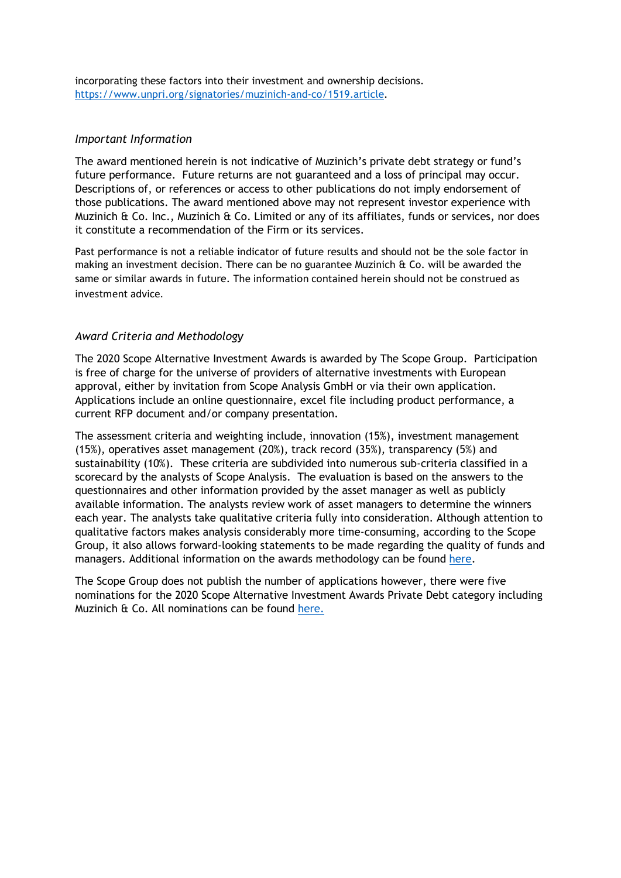incorporating these factors into their investment and ownership decisions. https://www.unpri.org/signatories/muzinich-and-co/1519.article.

*Important Information*

The award mentioned herein is not indicative of Muzinich's private debt strategy or fund's future performance. Future returns are not guaranteed and a loss of principal may occur. Descriptions of, or references or access to other publications do not imply endorsement of those publications. The award mentioned above may not represent investor experience with Muzinich & Co. Inc., Muzinich & Co. Limited or any of its affiliates, funds or services, nor does it constitute a recommendation of the Firm or its services.

Past performance is not a reliable indicator of future results and should not be the sole factor in making an investment decision. There can be no guarantee Muzinich & Co. will be awarded the same or similar awards in future. The information contained herein should not be construed as investment advice.

*Award Criteria and Methodology*

The 2020 Scope Alternative Investment Awards is awarded by The Scope Group. Participation is free of charge for the universe of providers of alternative investments with European approval, either by invitation from Scope Analysis GmbH or via their own application. Applications include an online questionnaire, excel file including product performance, a current RFP document and/or company presentation.

The assessment criteria and weighting include, innovation (15%), investment management (15%), operatives asset management (20%), track record (35%), transparency (5%) and sustainability (10%). These criteria are subdivided into numerous sub-criteria classified in a scorecard by the analysts of Scope Analysis. The evaluation is based on the answers to the questionnaires and other information provided by the asset manager as well as publicly available information. The analysts review work of asset managers to determine the winners each year. The analysts take qualitative criteria fully into consideration. Although attention to qualitative factors makes analysis considerably more time-consuming, according to the Scope Group, it also allows forward-looking statements to be made regarding the quality of funds and managers. Additional information on the awards methodology can be found here.

The Scope Group does not publish the number of applications however, there were five nominations for the 2020 Scope Alternative Investment Awards Private Debt category including Muzinich & Co. All nominations can be found here.